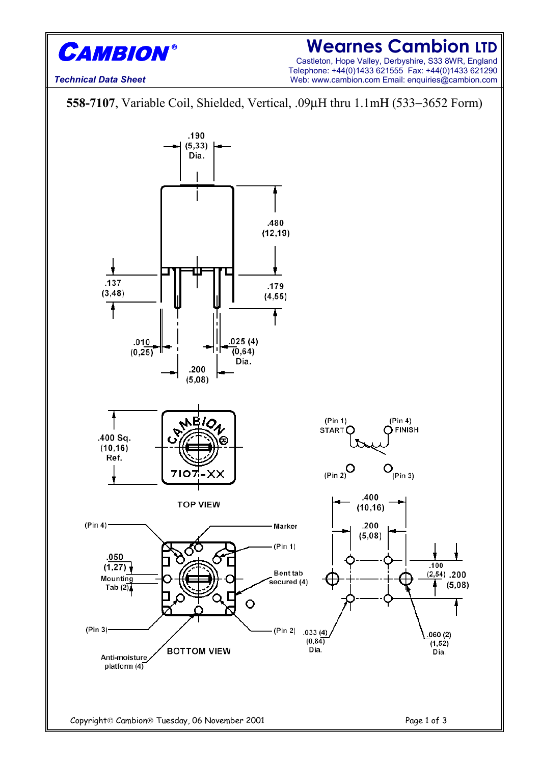**CAMBION®**

*Technical Data Sheet*

# Wearnes Cambion LTD

Castleton, Hope Valley, Derbyshire, S33 8WR, England
Telephone: +44(0)1433 621555 Fax: +44(0)1433 621290
Web: www.cambion.com Email: enquiries@cambion.com

**558-7107**, Variable Coil, Shielded, Vertical, .09µH thru 1.1mH (533−3652 Form)

.190 (5,33) Dia.

.480 (12,19)

.137 (3,48)

.179 (4,55)

.010 (0,25)

.025 (4) (0,64) Dia.

.200 (5,08)

.400 Sq. (10,16) Ref.

7107-XX

TOP VIEW

(Pin 1) START

(Pin 4) FINISH

(Pin 2)

(Pin 3)

(Pin 4)

Marker

(Pin 1)

.050 (1,27) Mounting Tab (2)

Bent tab secured (4)

(Pin 3)

(Pin 2)

Anti-moisture platform (4)

BOTTOM VIEW

.400 (10,16)

.200 (5,08)

.100 (2,54)

.200 (5,08)

.033 (4) (0,84) Dia.

.060 (2) (1,52) Dia.

Copyright© Cambion® Tuesday, 06 November 2001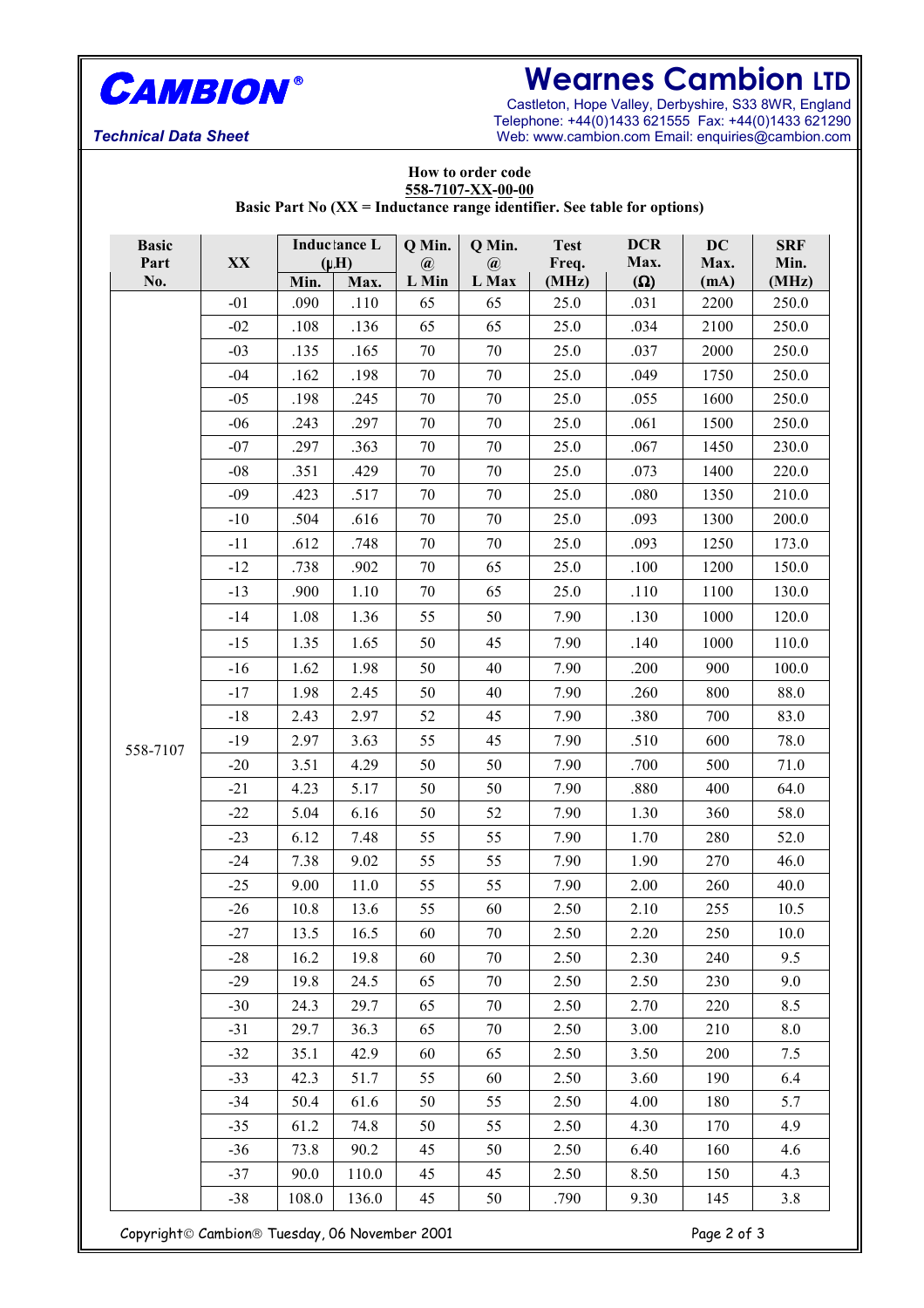**CAMBION®**

*Technical Data Sheet*

# Wearnes Cambion LTD

Castleton, Hope Valley, Derbyshire, S33 8WR, England
Telephone: +44(0)1433 621555 Fax: +44(0)1433 621290
Web: www.cambion.com Email: enquiries@cambion.com

**How to order code**
**558-7107-XX-00-00**
**Basic Part No (XX = Inductance range identifier. See table for options)**

| Basic Part No. | XX | Inductance L (μH) | | Q Min. @ L Min | Q Min. @ L Max | Test Freq. (MHz) | DCR Max. (Ω) | DC Max. (mA) | SRF Min. (MHz) |
|---|---|---|---|---|---|---|---|---|---|
| | | Min. | Max. | | | | | | |
| 558-7107 | -01 | .090 | .110 | 65 | 65 | 25.0 | .031 | 2200 | 250.0 |
| | -02 | .108 | .136 | 65 | 65 | 25.0 | .034 | 2100 | 250.0 |
| | -03 | .135 | .165 | 70 | 70 | 25.0 | .037 | 2000 | 250.0 |
| | -04 | .162 | .198 | 70 | 70 | 25.0 | .049 | 1750 | 250.0 |
| | -05 | .198 | .245 | 70 | 70 | 25.0 | .055 | 1600 | 250.0 |
| | -06 | .243 | .297 | 70 | 70 | 25.0 | .061 | 1500 | 250.0 |
| | -07 | .297 | .363 | 70 | 70 | 25.0 | .067 | 1450 | 230.0 |
| | -08 | .351 | .429 | 70 | 70 | 25.0 | .073 | 1400 | 220.0 |
| | -09 | .423 | .517 | 70 | 70 | 25.0 | .080 | 1350 | 210.0 |
| | -10 | .504 | .616 | 70 | 70 | 25.0 | .093 | 1300 | 200.0 |
| | -11 | .612 | .748 | 70 | 70 | 25.0 | .093 | 1250 | 173.0 |
| | -12 | .738 | .902 | 70 | 65 | 25.0 | .100 | 1200 | 150.0 |
| | -13 | .900 | 1.10 | 70 | 65 | 25.0 | .110 | 1100 | 130.0 |
| | -14 | 1.08 | 1.36 | 55 | 50 | 7.90 | .130 | 1000 | 120.0 |
| | -15 | 1.35 | 1.65 | 50 | 45 | 7.90 | .140 | 1000 | 110.0 |
| | -16 | 1.62 | 1.98 | 50 | 40 | 7.90 | .200 | 900 | 100.0 |
| | -17 | 1.98 | 2.45 | 50 | 40 | 7.90 | .260 | 800 | 88.0 |
| | -18 | 2.43 | 2.97 | 52 | 45 | 7.90 | .380 | 700 | 83.0 |
| | -19 | 2.97 | 3.63 | 55 | 45 | 7.90 | .510 | 600 | 78.0 |
| | -20 | 3.51 | 4.29 | 50 | 50 | 7.90 | .700 | 500 | 71.0 |
| | -21 | 4.23 | 5.17 | 50 | 50 | 7.90 | .880 | 400 | 64.0 |
| | -22 | 5.04 | 6.16 | 50 | 52 | 7.90 | 1.30 | 360 | 58.0 |
| | -23 | 6.12 | 7.48 | 55 | 55 | 7.90 | 1.70 | 280 | 52.0 |
| | -24 | 7.38 | 9.02 | 55 | 55 | 7.90 | 1.90 | 270 | 46.0 |
| | -25 | 9.00 | 11.0 | 55 | 55 | 7.90 | 2.00 | 260 | 40.0 |
| | -26 | 10.8 | 13.6 | 55 | 60 | 2.50 | 2.10 | 255 | 10.5 |
| | -27 | 13.5 | 16.5 | 60 | 70 | 2.50 | 2.20 | 250 | 10.0 |
| | -28 | 16.2 | 19.8 | 60 | 70 | 2.50 | 2.30 | 240 | 9.5 |
| | -29 | 19.8 | 24.5 | 65 | 70 | 2.50 | 2.50 | 230 | 9.0 |
| | -30 | 24.3 | 29.7 | 65 | 70 | 2.50 | 2.70 | 220 | 8.5 |
| | -31 | 29.7 | 36.3 | 65 | 70 | 2.50 | 3.00 | 210 | 8.0 |
| | -32 | 35.1 | 42.9 | 60 | 65 | 2.50 | 3.50 | 200 | 7.5 |
| | -33 | 42.3 | 51.7 | 55 | 60 | 2.50 | 3.60 | 190 | 6.4 |
| | -34 | 50.4 | 61.6 | 50 | 55 | 2.50 | 4.00 | 180 | 5.7 |
| | -35 | 61.2 | 74.8 | 50 | 55 | 2.50 | 4.30 | 170 | 4.9 |
| | -36 | 73.8 | 90.2 | 45 | 50 | 2.50 | 6.40 | 160 | 4.6 |
| | -37 | 90.0 | 110.0 | 45 | 45 | 2.50 | 8.50 | 150 | 4.3 |
| | -38 | 108.0 | 136.0 | 45 | 50 | .790 | 9.30 | 145 | 3.8 |

Copyright© Cambion® Tuesday, 06 November 2001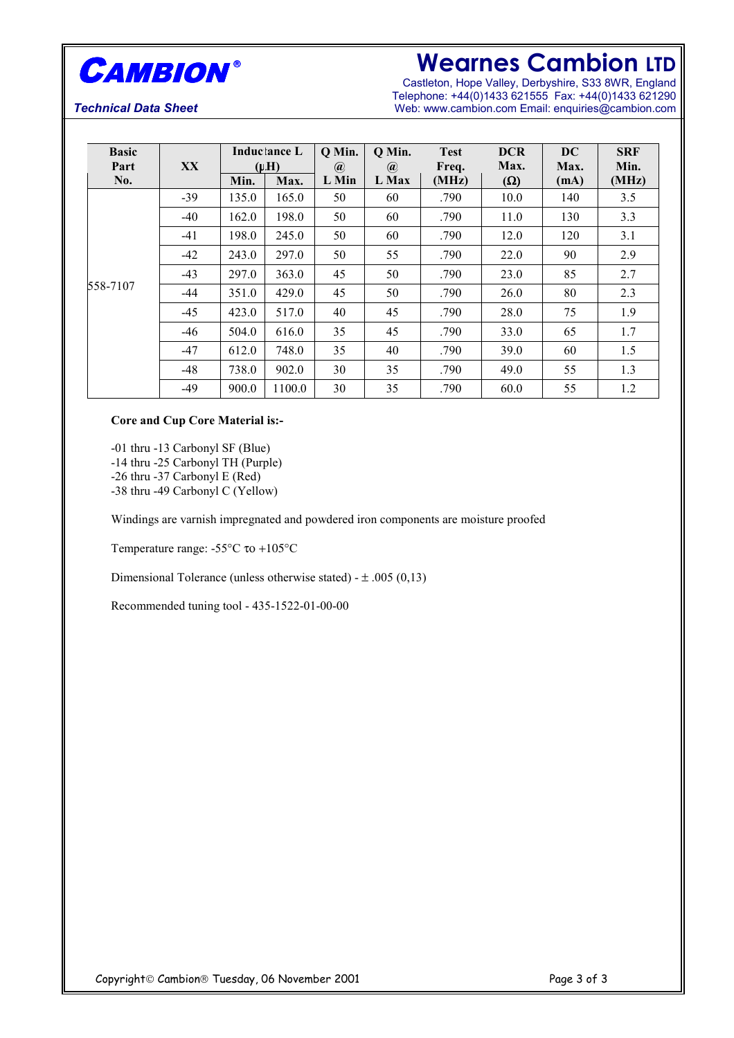| Basic Part No. | XX | Inductance L (µH) | | Q Min. @ L Min | Q Min. @ L Max | Test Freq. (MHz) | DCR Max. (Ω) | DC Max. (mA) | SRF Min. (MHz) |
|---|---|---|---|---|---|---|---|---|---|
| | | Min. | Max. | | | | | | |
| 558-7107 | -39 | 135.0 | 165.0 | 50 | 60 | .790 | 10.0 | 140 | 3.5 |
| | -40 | 162.0 | 198.0 | 50 | 60 | .790 | 11.0 | 130 | 3.3 |
| | -41 | 198.0 | 245.0 | 50 | 60 | .790 | 12.0 | 120 | 3.1 |
| | -42 | 243.0 | 297.0 | 50 | 55 | .790 | 22.0 | 90 | 2.9 |
| | -43 | 297.0 | 363.0 | 45 | 50 | .790 | 23.0 | 85 | 2.7 |
| | -44 | 351.0 | 429.0 | 45 | 50 | .790 | 26.0 | 80 | 2.3 |
| | -45 | 423.0 | 517.0 | 40 | 45 | .790 | 28.0 | 75 | 1.9 |
| | -46 | 504.0 | 616.0 | 35 | 45 | .790 | 33.0 | 65 | 1.7 |
| | -47 | 612.0 | 748.0 | 35 | 40 | .790 | 39.0 | 60 | 1.5 |
| | -48 | 738.0 | 902.0 | 30 | 35 | .790 | 49.0 | 55 | 1.3 |
| | -49 | 900.0 | 1100.0 | 30 | 35 | .790 | 60.0 | 55 | 1.2 |

**Core and Cup Core Material is:-**

-01 thru -13 Carbonyl SF (Blue)
-14 thru -25 Carbonyl TH (Purple)
-26 thru -37 Carbonyl E (Red)
-38 thru -49 Carbonyl C (Yellow)

Windings are varnish impregnated and powdered iron components are moisture proofed

Temperature range: -55°C to +105°C

Dimensional Tolerance (unless otherwise stated) - ± .005 (0,13)

Recommended tuning tool - 435-1522-01-00-00